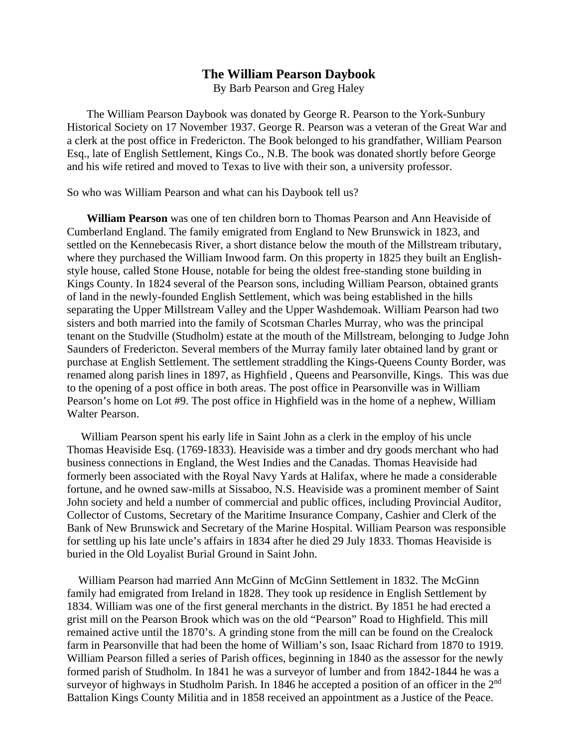# The William Pearson Daybook

By Barb Pearson and Greg Haley

The William Pearson Daybook was donated by George R. Pearson to the York-Sunbury Historical Society on 17 November 1937. George R. Pearson was a veteran of the Great War and a clerk at the post office in Fredericton. The Book belonged to his grandfather, William Pearson Esq., late of English Settlement, Kings Co., N.B. The book was donated shortly before George and his wife retired and moved to Texas to live with their son, a university professor.

So who was William Pearson and what can his Daybook tell us?

**William Pearson** was one of ten children born to Thomas Pearson and Ann Heaviside of Cumberland England. The family emigrated from England to New Brunswick in 1823, and settled on the Kennebecasis River, a short distance below the mouth of the Millstream tributary, where they purchased the William Inwood farm. On this property in 1825 they built an English-style house, called Stone House, notable for being the oldest free-standing stone building in Kings County. In 1824 several of the Pearson sons, including William Pearson, obtained grants of land in the newly-founded English Settlement, which was being established in the hills separating the Upper Millstream Valley and the Upper Washdemoak. William Pearson had two sisters and both married into the family of Scotsman Charles Murray, who was the principal tenant on the Studville (Studholm) estate at the mouth of the Millstream, belonging to Judge John Saunders of Fredericton. Several members of the Murray family later obtained land by grant or purchase at English Settlement. The settlement straddling the Kings-Queens County Border, was renamed along parish lines in 1897, as Highfield , Queens and Pearsonville, Kings. This was due to the opening of a post office in both areas. The post office in Pearsonville was in William Pearson's home on Lot #9. The post office in Highfield was in the home of a nephew, William Walter Pearson.

William Pearson spent his early life in Saint John as a clerk in the employ of his uncle Thomas Heaviside Esq. (1769-1833). Heaviside was a timber and dry goods merchant who had business connections in England, the West Indies and the Canadas. Thomas Heaviside had formerly been associated with the Royal Navy Yards at Halifax, where he made a considerable fortune, and he owned saw-mills at Sissaboo, N.S. Heaviside was a prominent member of Saint John society and held a number of commercial and public offices, including Provincial Auditor, Collector of Customs, Secretary of the Maritime Insurance Company, Cashier and Clerk of the Bank of New Brunswick and Secretary of the Marine Hospital. William Pearson was responsible for settling up his late uncle's affairs in 1834 after he died 29 July 1833. Thomas Heaviside is buried in the Old Loyalist Burial Ground in Saint John.

William Pearson had married Ann McGinn of McGinn Settlement in 1832. The McGinn family had emigrated from Ireland in 1828. They took up residence in English Settlement by 1834. William was one of the first general merchants in the district. By 1851 he had erected a grist mill on the Pearson Brook which was on the old "Pearson" Road to Highfield. This mill remained active until the 1870's. A grinding stone from the mill can be found on the Crealock farm in Pearsonville that had been the home of William's son, Isaac Richard from 1870 to 1919. William Pearson filled a series of Parish offices, beginning in 1840 as the assessor for the newly formed parish of Studholm. In 1841 he was a surveyor of lumber and from 1842-1844 he was a surveyor of highways in Studholm Parish. In 1846 he accepted a position of an officer in the 2nd Battalion Kings County Militia and in 1858 received an appointment as a Justice of the Peace.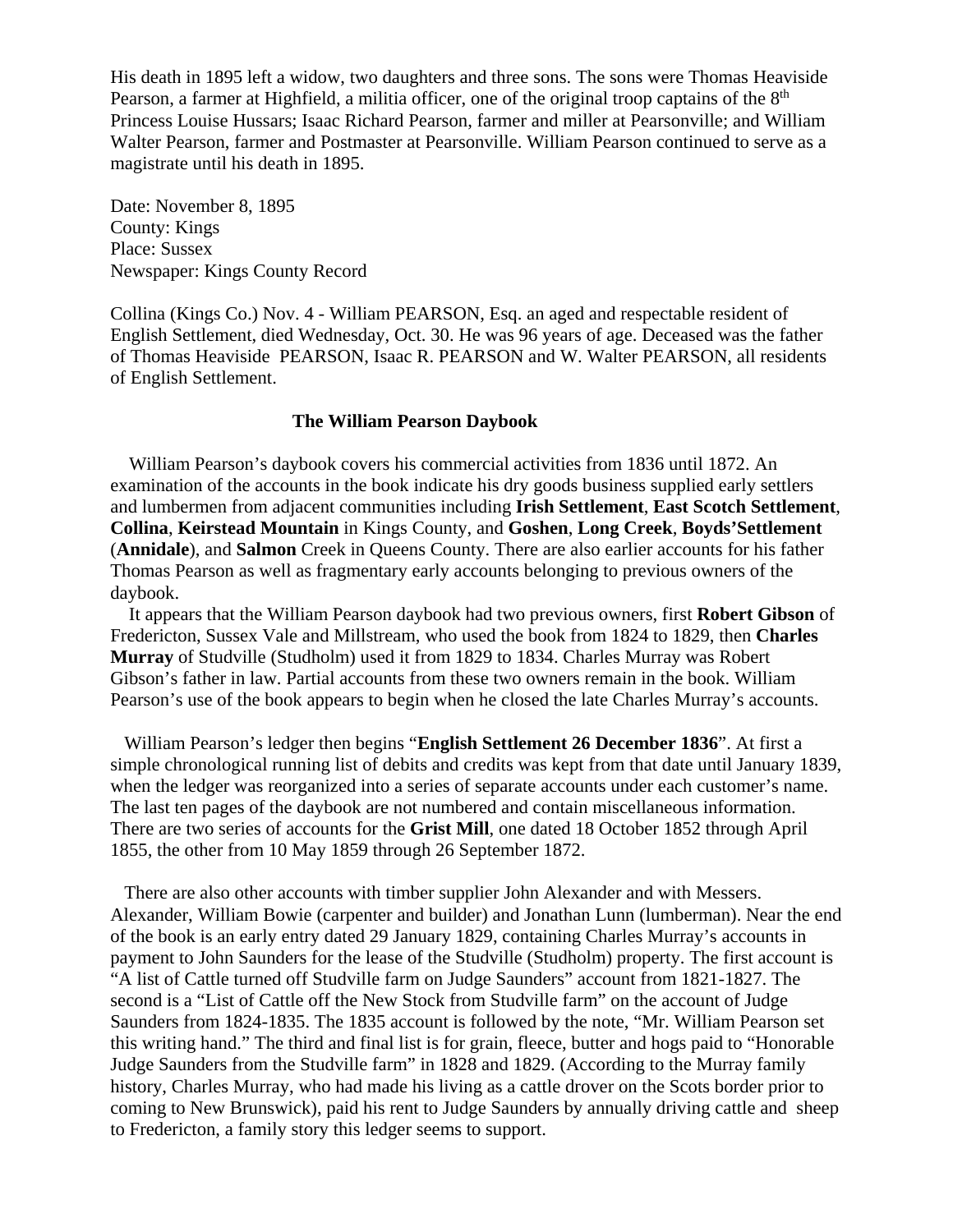His death in 1895 left a widow, two daughters and three sons. The sons were Thomas Heaviside Pearson, a farmer at Highfield, a militia officer, one of the original troop captains of the 8th Princess Louise Hussars; Isaac Richard Pearson, farmer and miller at Pearsonville; and William Walter Pearson, farmer and Postmaster at Pearsonville. William Pearson continued to serve as a magistrate until his death in 1895.

Date: November 8, 1895
County: Kings
Place: Sussex
Newspaper: Kings County Record

Collina (Kings Co.) Nov. 4 - William PEARSON, Esq. an aged and respectable resident of English Settlement, died Wednesday, Oct. 30. He was 96 years of age. Deceased was the father of Thomas Heaviside PEARSON, Isaac R. PEARSON and W. Walter PEARSON, all residents of English Settlement.

## The William Pearson Daybook

William Pearson's daybook covers his commercial activities from 1836 until 1872. An examination of the accounts in the book indicate his dry goods business supplied early settlers and lumbermen from adjacent communities including **Irish Settlement**, **East Scotch Settlement**, **Collina**, **Keirstead Mountain** in Kings County, and **Goshen**, **Long Creek**, **Boyds'Settlement** (**Annidale**), and **Salmon** Creek in Queens County. There are also earlier accounts for his father Thomas Pearson as well as fragmentary early accounts belonging to previous owners of the daybook.

It appears that the William Pearson daybook had two previous owners, first **Robert Gibson** of Fredericton, Sussex Vale and Millstream, who used the book from 1824 to 1829, then **Charles Murray** of Studville (Studholm) used it from 1829 to 1834. Charles Murray was Robert Gibson's father in law. Partial accounts from these two owners remain in the book. William Pearson's use of the book appears to begin when he closed the late Charles Murray's accounts.

William Pearson's ledger then begins "**English Settlement 26 December 1836**". At first a simple chronological running list of debits and credits was kept from that date until January 1839, when the ledger was reorganized into a series of separate accounts under each customer's name. The last ten pages of the daybook are not numbered and contain miscellaneous information. There are two series of accounts for the **Grist Mill**, one dated 18 October 1852 through April 1855, the other from 10 May 1859 through 26 September 1872.

There are also other accounts with timber supplier John Alexander and with Messers. Alexander, William Bowie (carpenter and builder) and Jonathan Lunn (lumberman). Near the end of the book is an early entry dated 29 January 1829, containing Charles Murray's accounts in payment to John Saunders for the lease of the Studville (Studholm) property. The first account is "A list of Cattle turned off Studville farm on Judge Saunders" account from 1821-1827. The second is a "List of Cattle off the New Stock from Studville farm" on the account of Judge Saunders from 1824-1835. The 1835 account is followed by the note, "Mr. William Pearson set this writing hand." The third and final list is for grain, fleece, butter and hogs paid to "Honorable Judge Saunders from the Studville farm" in 1828 and 1829. (According to the Murray family history, Charles Murray, who had made his living as a cattle drover on the Scots border prior to coming to New Brunswick), paid his rent to Judge Saunders by annually driving cattle and sheep to Fredericton, a family story this ledger seems to support.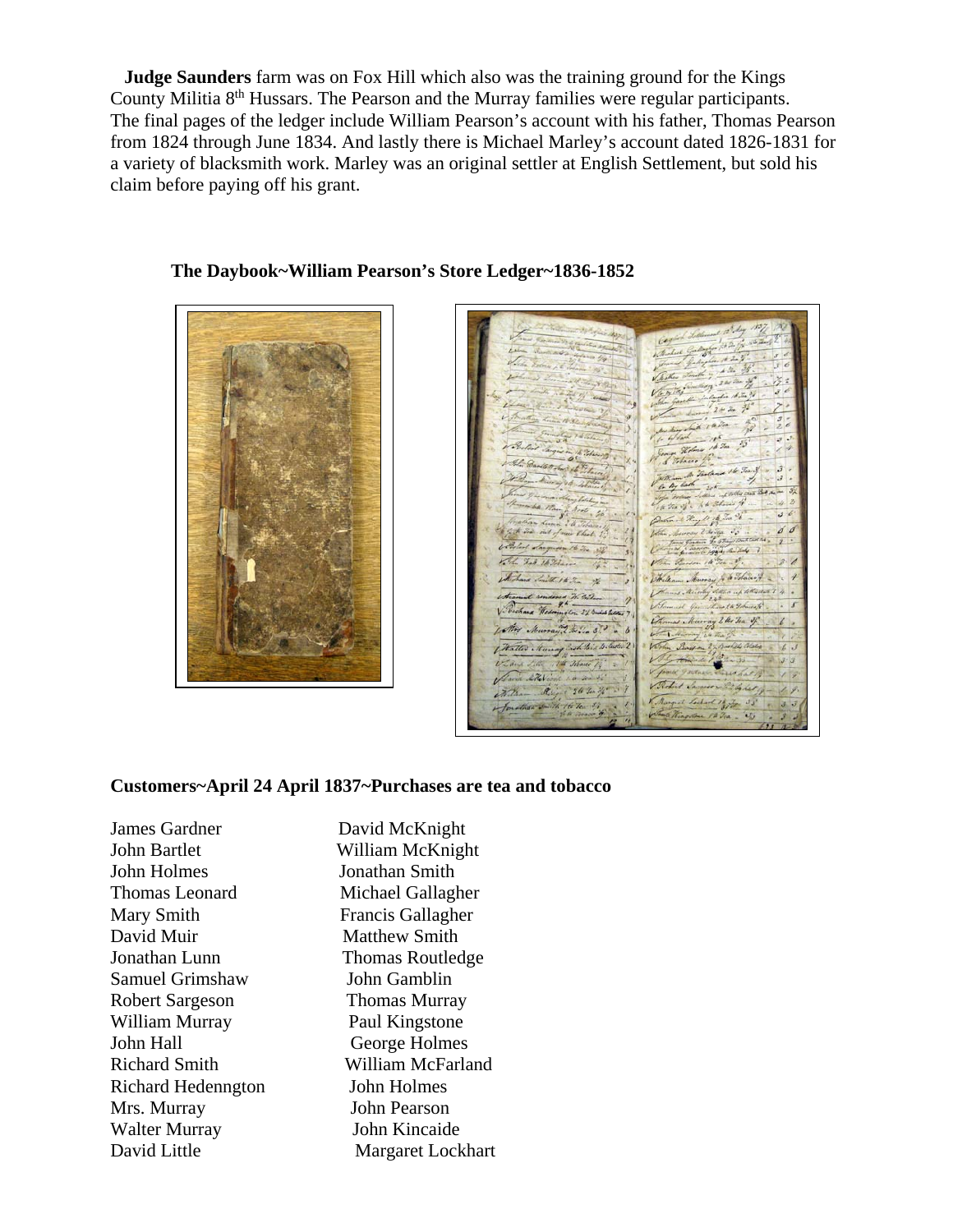**Judge Saunders** farm was on Fox Hill which also was the training ground for the Kings County Militia 8th Hussars. The Pearson and the Murray families were regular participants. The final pages of the ledger include William Pearson's account with his father, Thomas Pearson from 1824 through June 1834. And lastly there is Michael Marley's account dated 1826-1831 for a variety of blacksmith work. Marley was an original settler at English Settlement, but sold his claim before paying off his grant.

**The Daybook~William Pearson's Store Ledger~1836-1852**

**Customers~April 24 April 1837~Purchases are tea and tobacco**

| | |
|---|---|
| James Gardner | David McKnight |
| John Bartlet | William McKnight |
| John Holmes | Jonathan Smith |
| Thomas Leonard | Michael Gallagher |
| Mary Smith | Francis Gallagher |
| David Muir | Matthew Smith |
| Jonathan Lunn | Thomas Routledge |
| Samuel Grimshaw | John Gamblin |
| Robert Sargeson | Thomas Murray |
| William Murray | Paul Kingstone |
| John Hall | George Holmes |
| Richard Smith | William McFarland |
| Richard Hedenngton | John Holmes |
| Mrs. Murray | John Pearson |
| Walter Murray | John Kincaide |
| David Little | Margaret Lockhart |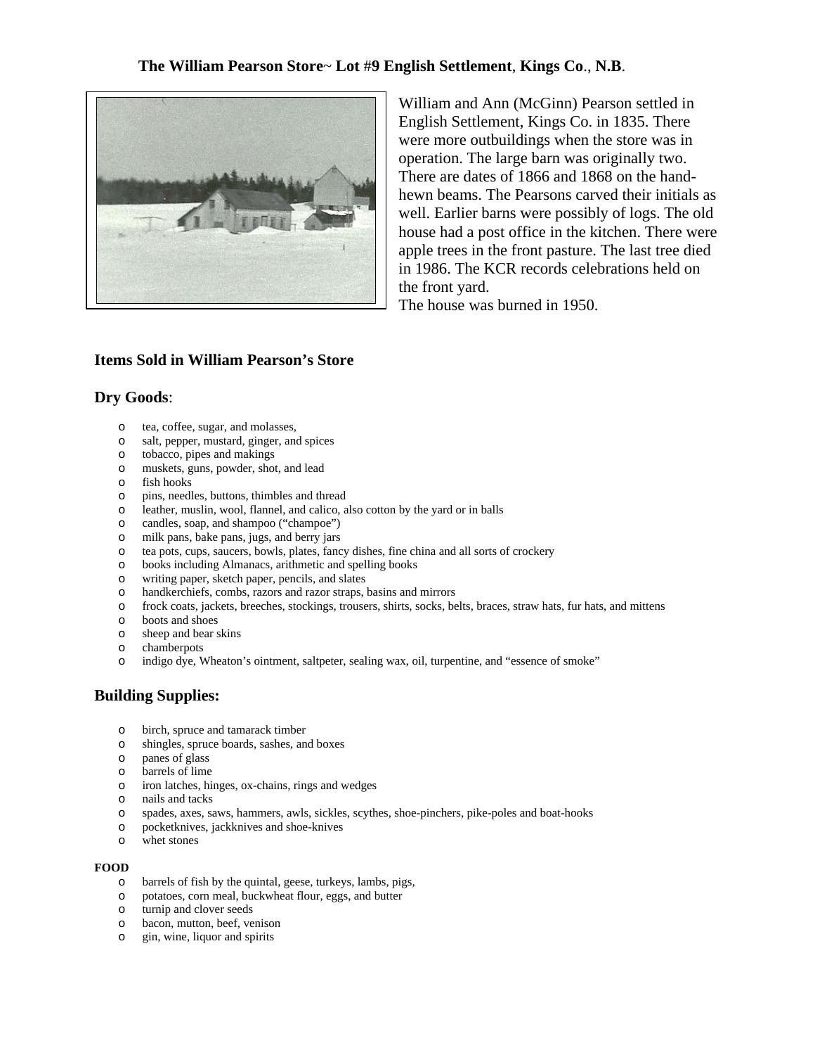**The William Pearson Store~ Lot #9 English Settlement, Kings Co., N.B.**

William and Ann (McGinn) Pearson settled in English Settlement, Kings Co. in 1835. There were more outbuildings when the store was in operation. The large barn was originally two. There are dates of 1866 and 1868 on the hand-hewn beams. The Pearsons carved their initials as well. Earlier barns were possibly of logs. The old house had a post office in the kitchen. There were apple trees in the front pasture. The last tree died in 1986. The KCR records celebrations held on the front yard.
The house was burned in 1950.

## Items Sold in William Pearson's Store

### Dry Goods:

- tea, coffee, sugar, and molasses,
- salt, pepper, mustard, ginger, and spices
- tobacco, pipes and makings
- muskets, guns, powder, shot, and lead
- fish hooks
- pins, needles, buttons, thimbles and thread
- leather, muslin, wool, flannel, and calico, also cotton by the yard or in balls
- candles, soap, and shampoo ("champoe")
- milk pans, bake pans, jugs, and berry jars
- tea pots, cups, saucers, bowls, plates, fancy dishes, fine china and all sorts of crockery
- books including Almanacs, arithmetic and spelling books
- writing paper, sketch paper, pencils, and slates
- handkerchiefs, combs, razors and razor straps, basins and mirrors
- frock coats, jackets, breeches, stockings, trousers, shirts, socks, belts, braces, straw hats, fur hats, and mittens
- boots and shoes
- sheep and bear skins
- chamberpots
- indigo dye, Wheaton's ointment, saltpeter, sealing wax, oil, turpentine, and "essence of smoke"

### Building Supplies:

- birch, spruce and tamarack timber
- shingles, spruce boards, sashes, and boxes
- panes of glass
- barrels of lime
- iron latches, hinges, ox-chains, rings and wedges
- nails and tacks
- spades, axes, saws, hammers, awls, sickles, scythes, shoe-pinchers, pike-poles and boat-hooks
- pocketknives, jackknives and shoe-knives
- whet stones

**FOOD**

- barrels of fish by the quintal, geese, turkeys, lambs, pigs,
- potatoes, corn meal, buckwheat flour, eggs, and butter
- turnip and clover seeds
- bacon, mutton, beef, venison
- gin, wine, liquor and spirits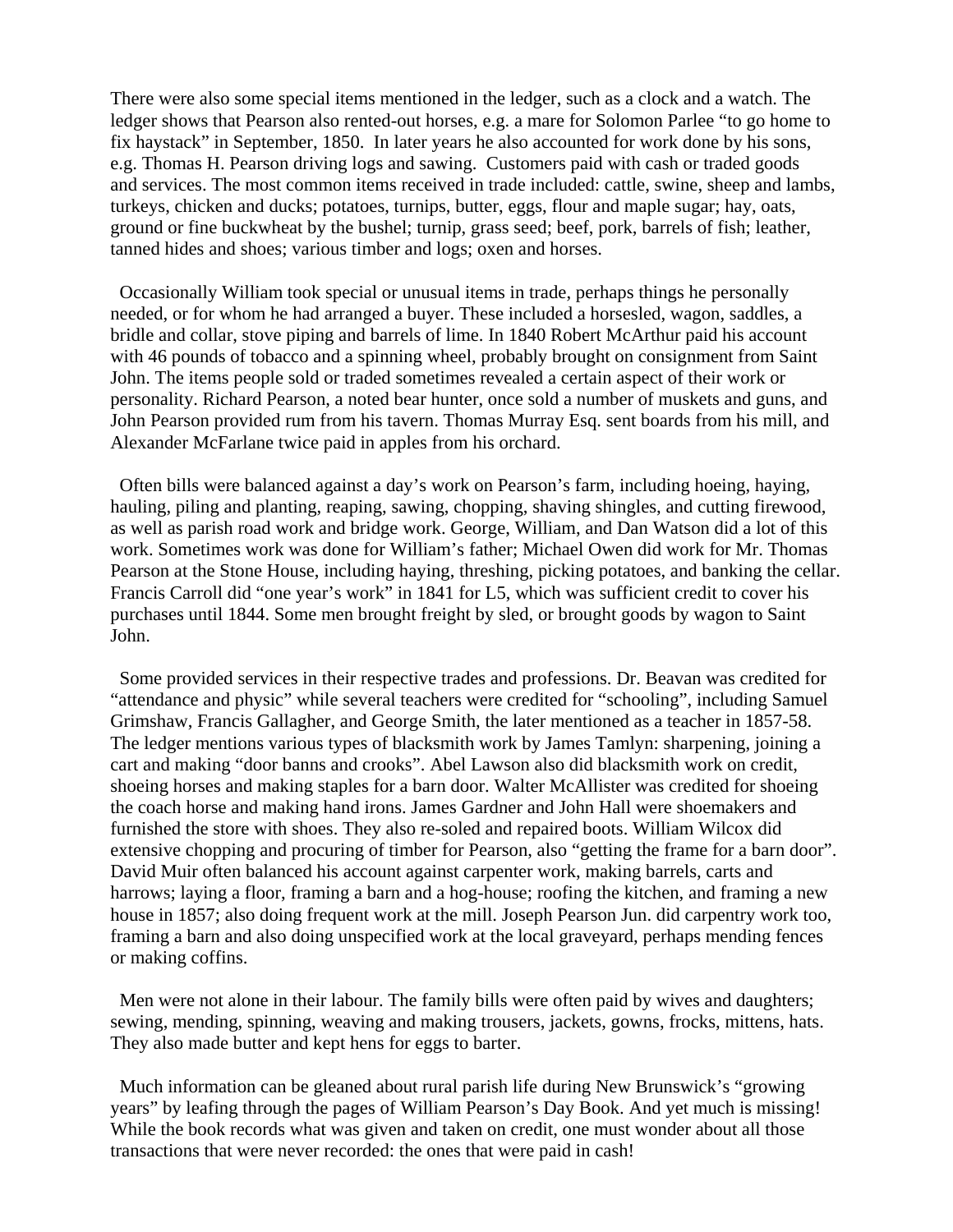There were also some special items mentioned in the ledger, such as a clock and a watch. The ledger shows that Pearson also rented-out horses, e.g. a mare for Solomon Parlee "to go home to fix haystack" in September, 1850. In later years he also accounted for work done by his sons, e.g. Thomas H. Pearson driving logs and sawing. Customers paid with cash or traded goods and services. The most common items received in trade included: cattle, swine, sheep and lambs, turkeys, chicken and ducks; potatoes, turnips, butter, eggs, flour and maple sugar; hay, oats, ground or fine buckwheat by the bushel; turnip, grass seed; beef, pork, barrels of fish; leather, tanned hides and shoes; various timber and logs; oxen and horses.

Occasionally William took special or unusual items in trade, perhaps things he personally needed, or for whom he had arranged a buyer. These included a horsesled, wagon, saddles, a bridle and collar, stove piping and barrels of lime. In 1840 Robert McArthur paid his account with 46 pounds of tobacco and a spinning wheel, probably brought on consignment from Saint John. The items people sold or traded sometimes revealed a certain aspect of their work or personality. Richard Pearson, a noted bear hunter, once sold a number of muskets and guns, and John Pearson provided rum from his tavern. Thomas Murray Esq. sent boards from his mill, and Alexander McFarlane twice paid in apples from his orchard.

Often bills were balanced against a day's work on Pearson's farm, including hoeing, haying, hauling, piling and planting, reaping, sawing, chopping, shaving shingles, and cutting firewood, as well as parish road work and bridge work. George, William, and Dan Watson did a lot of this work. Sometimes work was done for William's father; Michael Owen did work for Mr. Thomas Pearson at the Stone House, including haying, threshing, picking potatoes, and banking the cellar. Francis Carroll did "one year's work" in 1841 for L5, which was sufficient credit to cover his purchases until 1844. Some men brought freight by sled, or brought goods by wagon to Saint John.

Some provided services in their respective trades and professions. Dr. Beavan was credited for "attendance and physic" while several teachers were credited for "schooling", including Samuel Grimshaw, Francis Gallagher, and George Smith, the later mentioned as a teacher in 1857-58. The ledger mentions various types of blacksmith work by James Tamlyn: sharpening, joining a cart and making "door banns and crooks". Abel Lawson also did blacksmith work on credit, shoeing horses and making staples for a barn door. Walter McAllister was credited for shoeing the coach horse and making hand irons. James Gardner and John Hall were shoemakers and furnished the store with shoes. They also re-soled and repaired boots. William Wilcox did extensive chopping and procuring of timber for Pearson, also "getting the frame for a barn door". David Muir often balanced his account against carpenter work, making barrels, carts and harrows; laying a floor, framing a barn and a hog-house; roofing the kitchen, and framing a new house in 1857; also doing frequent work at the mill. Joseph Pearson Jun. did carpentry work too, framing a barn and also doing unspecified work at the local graveyard, perhaps mending fences or making coffins.

Men were not alone in their labour. The family bills were often paid by wives and daughters; sewing, mending, spinning, weaving and making trousers, jackets, gowns, frocks, mittens, hats. They also made butter and kept hens for eggs to barter.

Much information can be gleaned about rural parish life during New Brunswick's "growing years" by leafing through the pages of William Pearson's Day Book. And yet much is missing! While the book records what was given and taken on credit, one must wonder about all those transactions that were never recorded: the ones that were paid in cash!